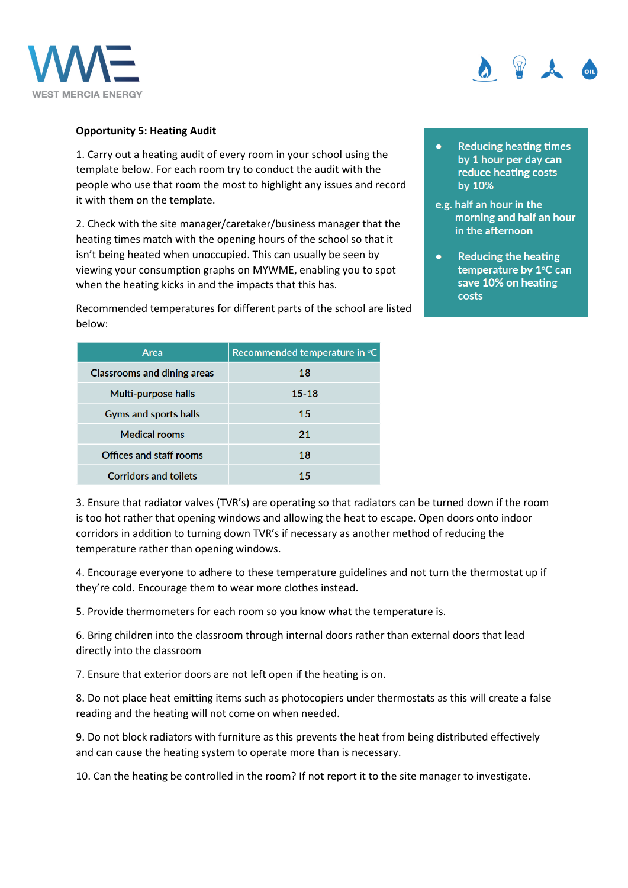**Opportunity 5: Heating Audit**

1. Carry out a heating audit of every room in your school using the template below. For each room try to conduct the audit with the people who use that room the most to highlight any issues and record it with them on the template.

2. Check with the site manager/caretaker/business manager that the heating times match with the opening hours of the school so that it isn't being heated when unoccupied. This can usually be seen by viewing your consumption graphs on MYWME, enabling you to spot when the heating kicks in and the impacts that this has.

Recommended temperatures for different parts of the school are listed below:

- Reducing heating times by 1 hour per day can reduce heating costs by 10%

e.g. half an hour in the morning and half an hour in the afternoon

- Reducing the heating temperature by 1°C can save 10% on heating costs

| Area | Recommended temperature in °C |
| --- | --- |
| Classrooms and dining areas | 18 |
| Multi-purpose halls | 15-18 |
| Gyms and sports halls | 15 |
| Medical rooms | 21 |
| Offices and staff rooms | 18 |
| Corridors and toilets | 15 |

3. Ensure that radiator valves (TVR's) are operating so that radiators can be turned down if the room is too hot rather that opening windows and allowing the heat to escape. Open doors onto indoor corridors in addition to turning down TVR's if necessary as another method of reducing the temperature rather than opening windows.

4. Encourage everyone to adhere to these temperature guidelines and not turn the thermostat up if they're cold. Encourage them to wear more clothes instead.

5. Provide thermometers for each room so you know what the temperature is.

6. Bring children into the classroom through internal doors rather than external doors that lead directly into the classroom

7. Ensure that exterior doors are not left open if the heating is on.

8. Do not place heat emitting items such as photocopiers under thermostats as this will create a false reading and the heating will not come on when needed.

9. Do not block radiators with furniture as this prevents the heat from being distributed effectively and can cause the heating system to operate more than is necessary.

10. Can the heating be controlled in the room? If not report it to the site manager to investigate.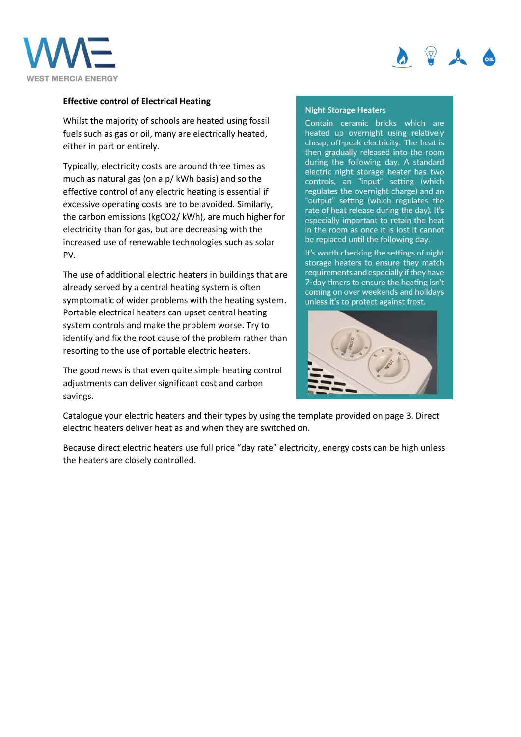**Effective control of Electrical Heating**

Whilst the majority of schools are heated using fossil fuels such as gas or oil, many are electrically heated, either in part or entirely.

Typically, electricity costs are around three times as much as natural gas (on a p/ kWh basis) and so the effective control of any electric heating is essential if excessive operating costs are to be avoided. Similarly, the carbon emissions (kg$CO_2$/ kWh), are much higher for electricity than for gas, but are decreasing with the increased use of renewable technologies such as solar PV.

The use of additional electric heaters in buildings that are already served by a central heating system is often symptomatic of wider problems with the heating system. Portable electrical heaters can upset central heating system controls and make the problem worse. Try to identify and fix the root cause of the problem rather than resorting to the use of portable electric heaters.

The good news is that even quite simple heating control adjustments can deliver significant cost and carbon savings.

### Night Storage Heaters

Contain ceramic bricks which are heated up overnight using relatively cheap, off-peak electricity. The heat is then gradually released into the room during the following day. A standard electric night storage heater has two controls, an "input" setting (which regulates the overnight charge) and an "output" setting (which regulates the rate of heat release during the day). It's especially important to retain the heat in the room as once it is lost it cannot be replaced until the following day.

It's worth checking the settings of night storage heaters to ensure they match requirements and especially if they have 7-day timers to ensure the heating isn't coming on over weekends and holidays unless it's to protect against frost.

Catalogue your electric heaters and their types by using the template provided on page 3. Direct electric heaters deliver heat as and when they are switched on.

Because direct electric heaters use full price "day rate" electricity, energy costs can be high unless the heaters are closely controlled.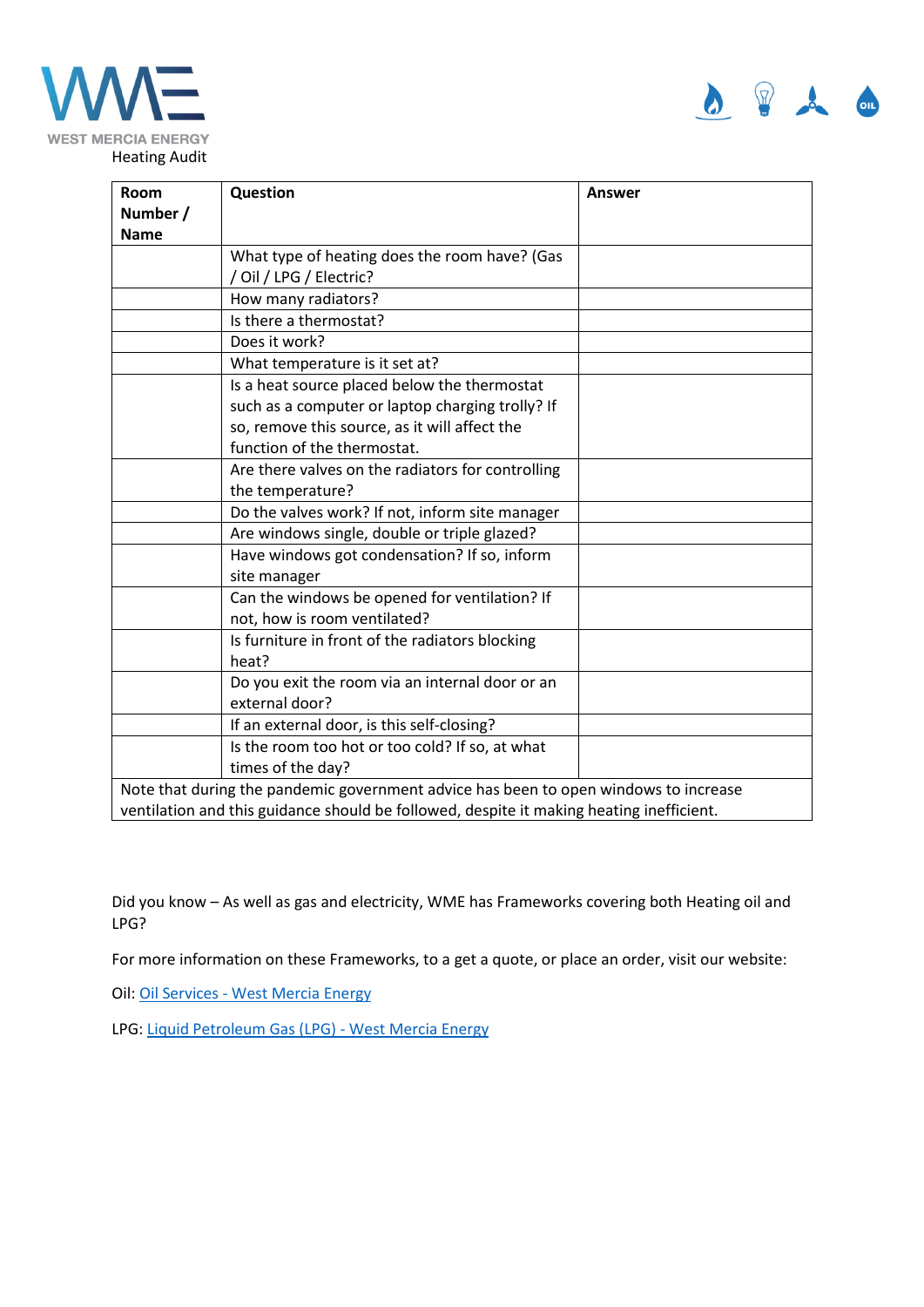WEST MERCIA ENERGY

Heating Audit

| Room Number / Name | Question | Answer |
|---|---|---|
| | What type of heating does the room have? (Gas / Oil / LPG / Electric? | |
| | How many radiators? | |
| | Is there a thermostat? | |
| | Does it work? | |
| | What temperature is it set at? | |
| | Is a heat source placed below the thermostat such as a computer or laptop charging trolly? If so, remove this source, as it will affect the function of the thermostat. | |
| | Are there valves on the radiators for controlling the temperature? | |
| | Do the valves work? If not, inform site manager | |
| | Are windows single, double or triple glazed? | |
| | Have windows got condensation? If so, inform site manager | |
| | Can the windows be opened for ventilation? If not, how is room ventilated? | |
| | Is furniture in front of the radiators blocking heat? | |
| | Do you exit the room via an internal door or an external door? | |
| | If an external door, is this self-closing? | |
| | Is the room too hot or too cold? If so, at what times of the day? | |
| Note that during the pandemic government advice has been to open windows to increase ventilation and this guidance should be followed, despite it making heating inefficient. | | |

Did you know – As well as gas and electricity, WME has Frameworks covering both Heating oil and LPG?

For more information on these Frameworks, to a get a quote, or place an order, visit our website:

Oil: Oil Services - West Mercia Energy

LPG: Liquid Petroleum Gas (LPG) - West Mercia Energy